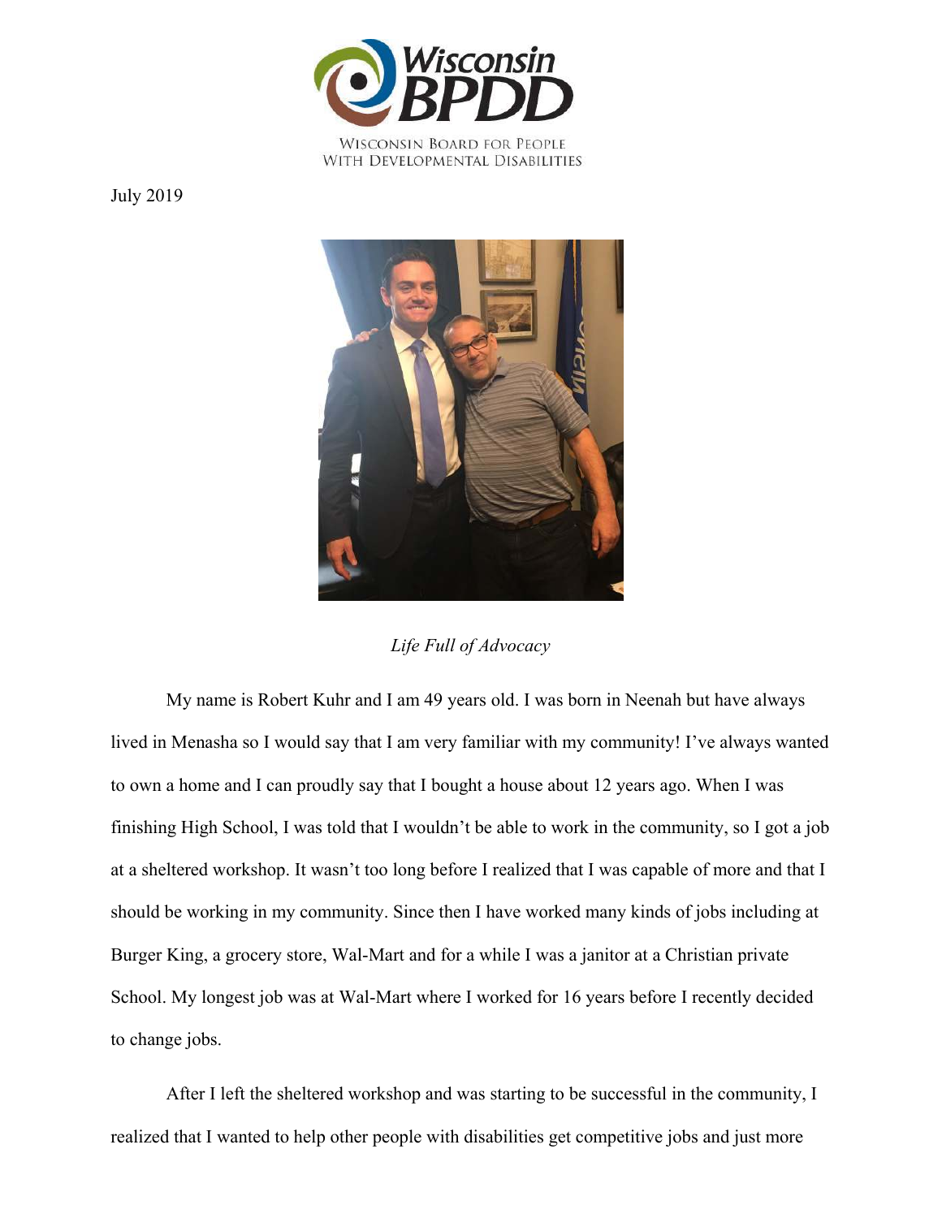WISCONSIN BOARD FOR PEOPLE WITH DEVELOPMENTAL DISABILITIES

July 2019

*Life Full of Advocacy*

My name is Robert Kuhr and I am 49 years old. I was born in Neenah but have always lived in Menasha so I would say that I am very familiar with my community! I've always wanted to own a home and I can proudly say that I bought a house about 12 years ago. When I was finishing High School, I was told that I wouldn't be able to work in the community, so I got a job at a sheltered workshop. It wasn't too long before I realized that I was capable of more and that I should be working in my community. Since then I have worked many kinds of jobs including at Burger King, a grocery store, Wal-Mart and for a while I was a janitor at a Christian private School. My longest job was at Wal-Mart where I worked for 16 years before I recently decided to change jobs.

After I left the sheltered workshop and was starting to be successful in the community, I realized that I wanted to help other people with disabilities get competitive jobs and just more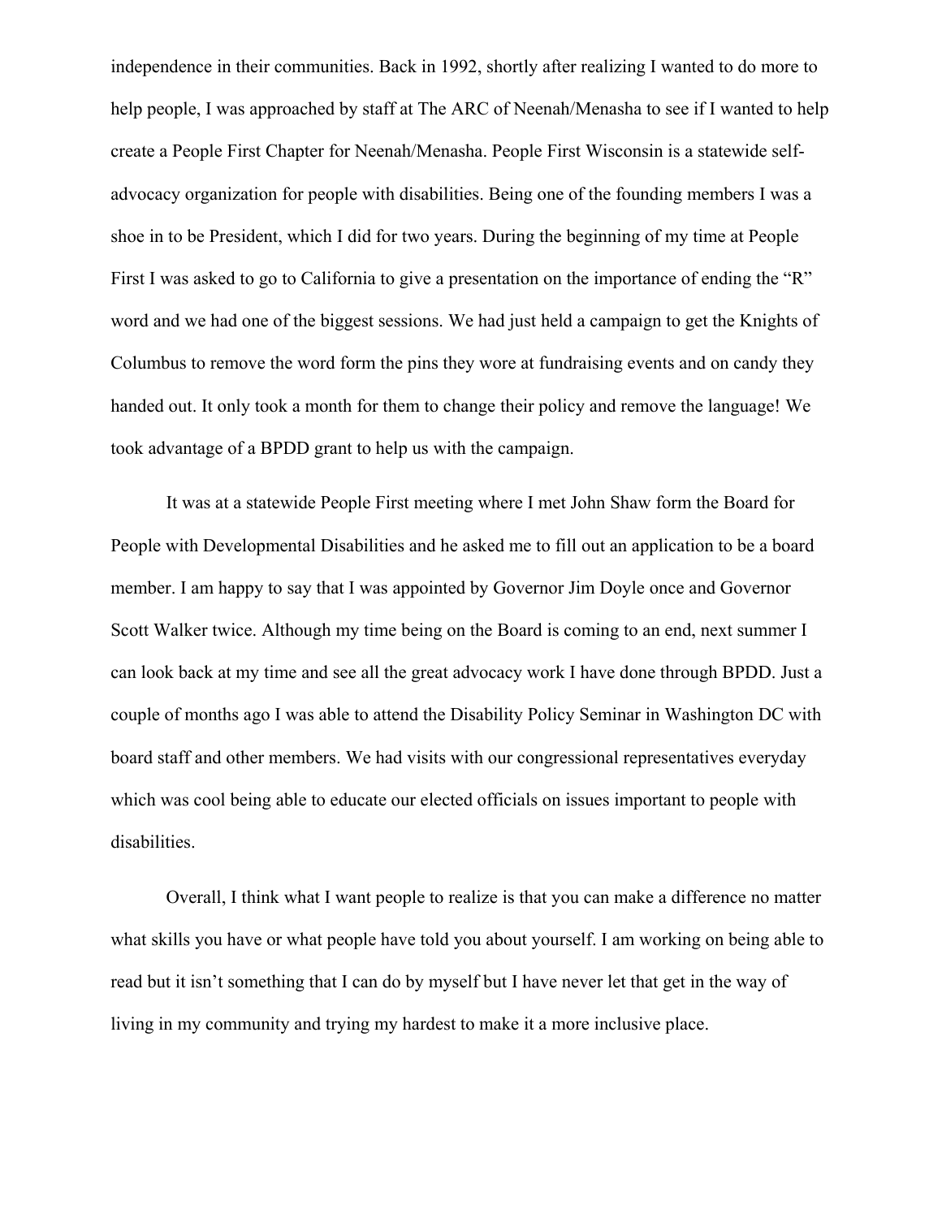independence in their communities. Back in 1992, shortly after realizing I wanted to do more to help people, I was approached by staff at The ARC of Neenah/Menasha to see if I wanted to help create a People First Chapter for Neenah/Menasha. People First Wisconsin is a statewide self-advocacy organization for people with disabilities. Being one of the founding members I was a shoe in to be President, which I did for two years. During the beginning of my time at People First I was asked to go to California to give a presentation on the importance of ending the "R" word and we had one of the biggest sessions. We had just held a campaign to get the Knights of Columbus to remove the word form the pins they wore at fundraising events and on candy they handed out. It only took a month for them to change their policy and remove the language! We took advantage of a BPDD grant to help us with the campaign.

It was at a statewide People First meeting where I met John Shaw form the Board for People with Developmental Disabilities and he asked me to fill out an application to be a board member. I am happy to say that I was appointed by Governor Jim Doyle once and Governor Scott Walker twice. Although my time being on the Board is coming to an end, next summer I can look back at my time and see all the great advocacy work I have done through BPDD. Just a couple of months ago I was able to attend the Disability Policy Seminar in Washington DC with board staff and other members. We had visits with our congressional representatives everyday which was cool being able to educate our elected officials on issues important to people with disabilities.

Overall, I think what I want people to realize is that you can make a difference no matter what skills you have or what people have told you about yourself. I am working on being able to read but it isn't something that I can do by myself but I have never let that get in the way of living in my community and trying my hardest to make it a more inclusive place.